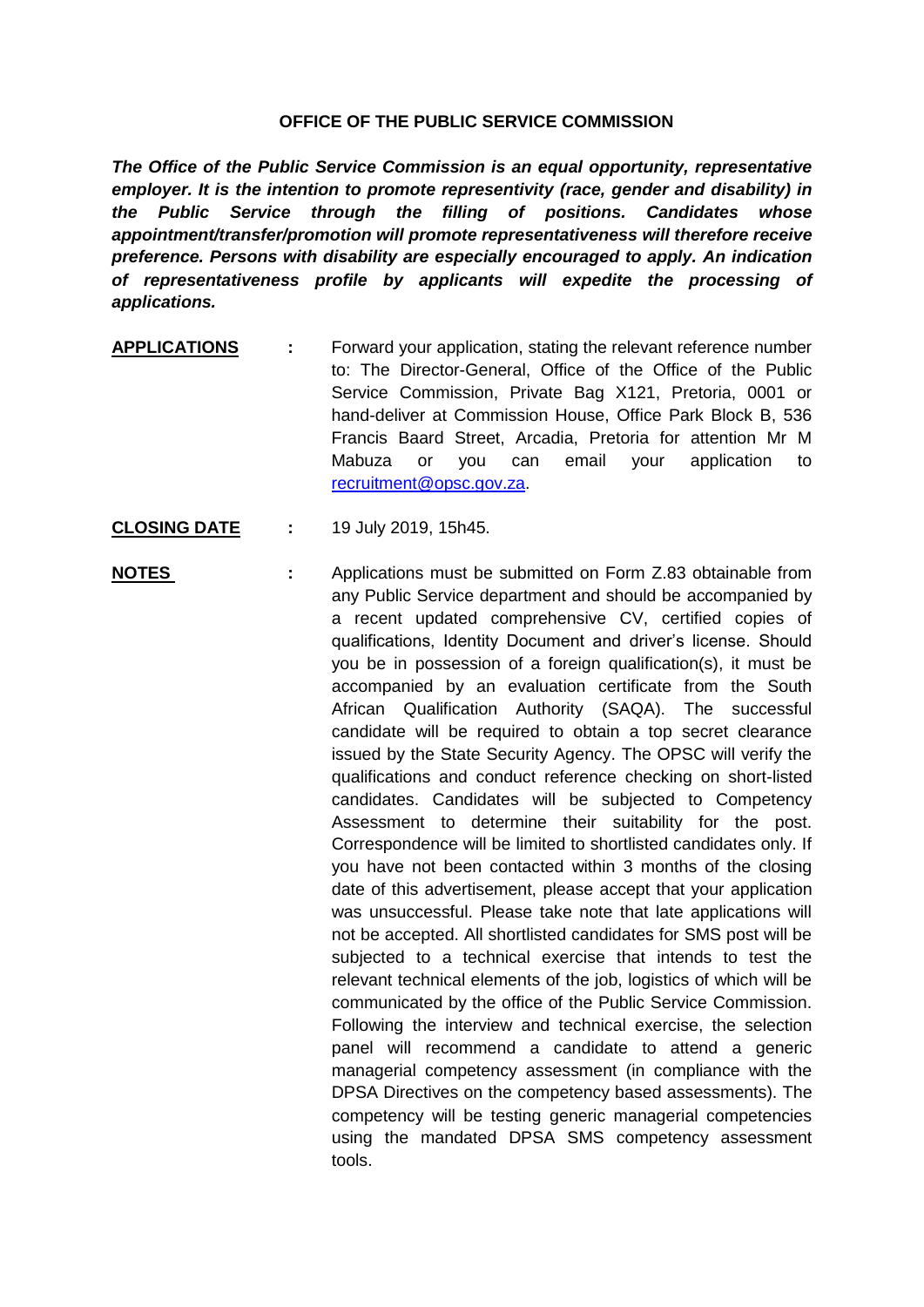# OFFICE OF THE PUBLIC SERVICE COMMISSION

***The Office of the Public Service Commission is an equal opportunity, representative employer. It is the intention to promote representivity (race, gender and disability) in the Public Service through the filling of positions. Candidates whose appointment/transfer/promotion will promote representativeness will therefore receive preference. Persons with disability are especially encouraged to apply. An indication of representativeness profile by applicants will expedite the processing of applications.***

**APPLICATIONS** : Forward your application, stating the relevant reference number to: The Director-General, Office of the Office of the Public Service Commission, Private Bag X121, Pretoria, 0001 or hand-deliver at Commission House, Office Park Block B, 536 Francis Baard Street, Arcadia, Pretoria for attention Mr M Mabuza or you can email your application to recruitment@opsc.gov.za.

**CLOSING DATE** : 19 July 2019, 15h45.

**NOTES** : Applications must be submitted on Form Z.83 obtainable from any Public Service department and should be accompanied by a recent updated comprehensive CV, certified copies of qualifications, Identity Document and driver's license. Should you be in possession of a foreign qualification(s), it must be accompanied by an evaluation certificate from the South African Qualification Authority (SAQA). The successful candidate will be required to obtain a top secret clearance issued by the State Security Agency. The OPSC will verify the qualifications and conduct reference checking on short-listed candidates. Candidates will be subjected to Competency Assessment to determine their suitability for the post. Correspondence will be limited to shortlisted candidates only. If you have not been contacted within 3 months of the closing date of this advertisement, please accept that your application was unsuccessful. Please take note that late applications will not be accepted. All shortlisted candidates for SMS post will be subjected to a technical exercise that intends to test the relevant technical elements of the job, logistics of which will be communicated by the office of the Public Service Commission. Following the interview and technical exercise, the selection panel will recommend a candidate to attend a generic managerial competency assessment (in compliance with the DPSA Directives on the competency based assessments). The competency will be testing generic managerial competencies using the mandated DPSA SMS competency assessment tools.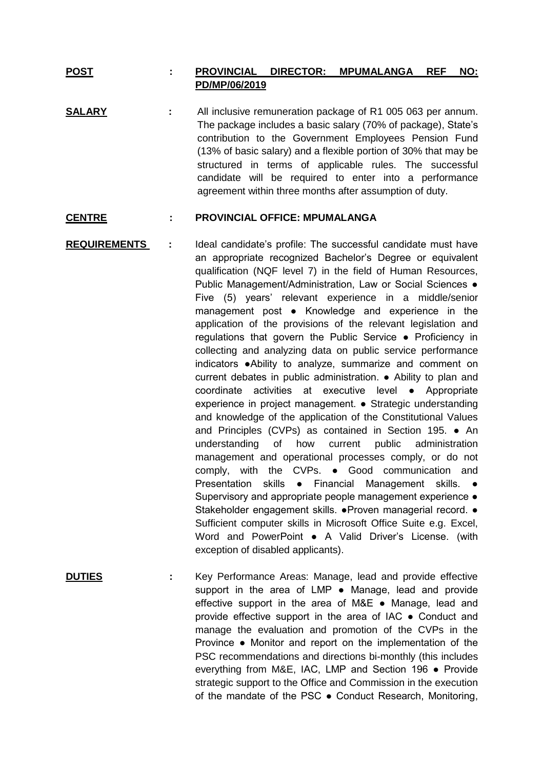**POST** : **PROVINCIAL DIRECTOR: MPUMALANGA REF NO: PD/MP/06/2019**

**SALARY** : All inclusive remuneration package of R1 005 063 per annum. The package includes a basic salary (70% of package), State's contribution to the Government Employees Pension Fund (13% of basic salary) and a flexible portion of 30% that may be structured in terms of applicable rules. The successful candidate will be required to enter into a performance agreement within three months after assumption of duty.

**CENTRE** : **PROVINCIAL OFFICE: MPUMALANGA**

**REQUIREMENTS** : Ideal candidate's profile: The successful candidate must have an appropriate recognized Bachelor's Degree or equivalent qualification (NQF level 7) in the field of Human Resources, Public Management/Administration, Law or Social Sciences ● Five (5) years' relevant experience in a middle/senior management post ● Knowledge and experience in the application of the provisions of the relevant legislation and regulations that govern the Public Service ● Proficiency in collecting and analyzing data on public service performance indicators ●Ability to analyze, summarize and comment on current debates in public administration. ● Ability to plan and coordinate activities at executive level ● Appropriate experience in project management. ● Strategic understanding and knowledge of the application of the Constitutional Values and Principles (CVPs) as contained in Section 195. ● An understanding of how current public administration management and operational processes comply, or do not comply, with the CVPs. ● Good communication and Presentation skills ● Financial Management skills. ● Supervisory and appropriate people management experience ● Stakeholder engagement skills. ●Proven managerial record. ● Sufficient computer skills in Microsoft Office Suite e.g. Excel, Word and PowerPoint ● A Valid Driver's License. (with exception of disabled applicants).

**DUTIES** : Key Performance Areas: Manage, lead and provide effective support in the area of LMP ● Manage, lead and provide effective support in the area of M&E ● Manage, lead and provide effective support in the area of IAC ● Conduct and manage the evaluation and promotion of the CVPs in the Province ● Monitor and report on the implementation of the PSC recommendations and directions bi-monthly (this includes everything from M&E, IAC, LMP and Section 196 ● Provide strategic support to the Office and Commission in the execution of the mandate of the PSC ● Conduct Research, Monitoring,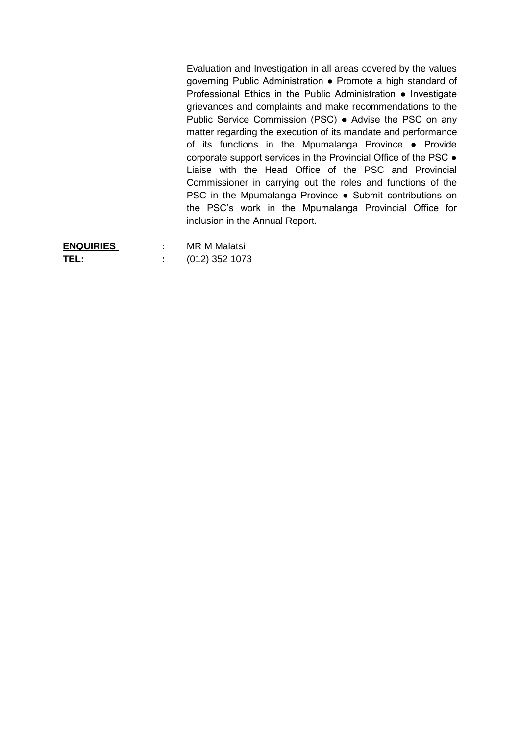Evaluation and Investigation in all areas covered by the values governing Public Administration ● Promote a high standard of Professional Ethics in the Public Administration ● Investigate grievances and complaints and make recommendations to the Public Service Commission (PSC) ● Advise the PSC on any matter regarding the execution of its mandate and performance of its functions in the Mpumalanga Province ● Provide corporate support services in the Provincial Office of the PSC ● Liaise with the Head Office of the PSC and Provincial Commissioner in carrying out the roles and functions of the PSC in the Mpumalanga Province ● Submit contributions on the PSC's work in the Mpumalanga Provincial Office for inclusion in the Annual Report.

**ENQUIRIES** : MR M Malatsi
**TEL:** : (012) 352 1073